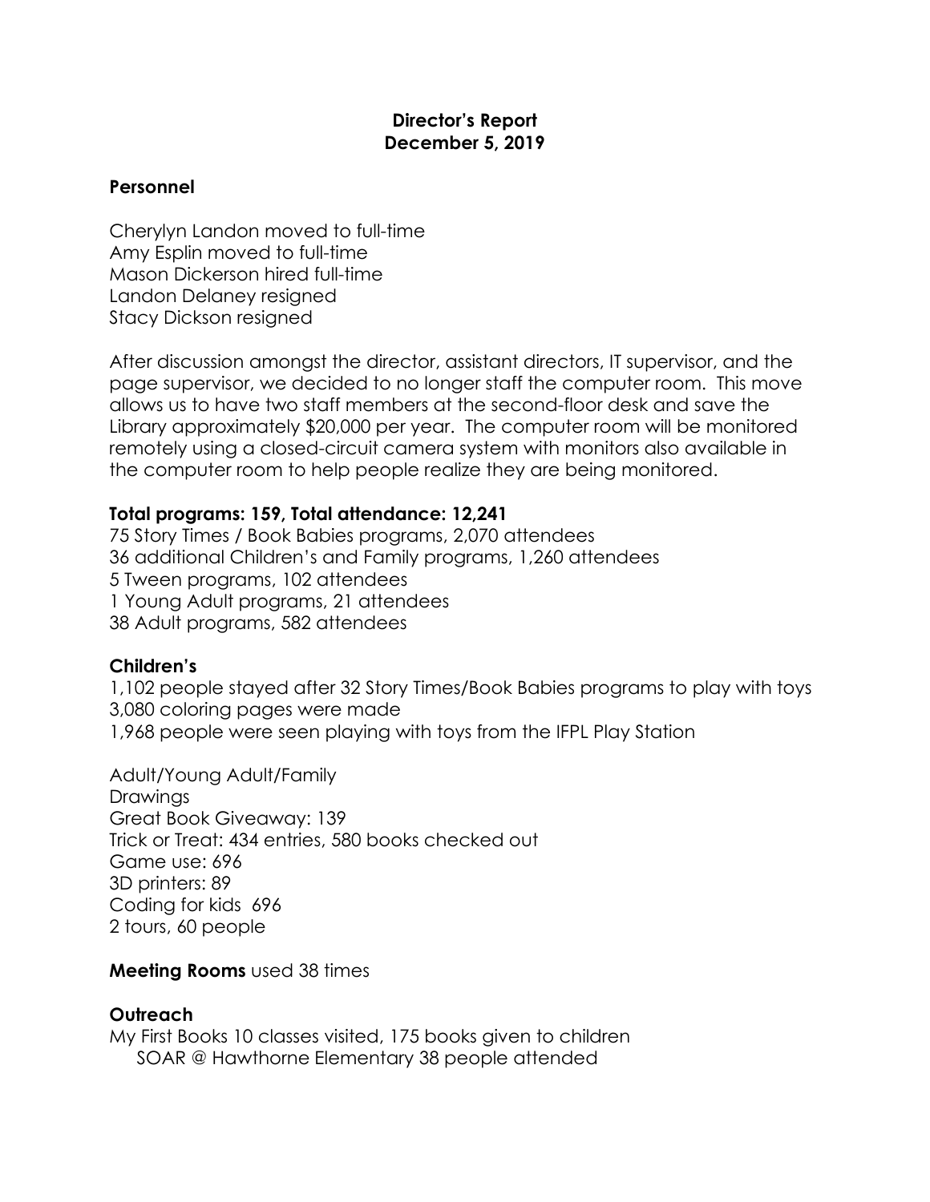**Director's Report**
**December 5, 2019**

## Personnel

Cherylyn Landon moved to full-time
Amy Esplin moved to full-time
Mason Dickerson hired full-time
Landon Delaney resigned
Stacy Dickson resigned

After discussion amongst the director, assistant directors, IT supervisor, and the page supervisor, we decided to no longer staff the computer room. This move allows us to have two staff members at the second-floor desk and save the Library approximately $20,000 per year. The computer room will be monitored remotely using a closed-circuit camera system with monitors also available in the computer room to help people realize they are being monitored.

**Total programs: 159, Total attendance: 12,241**
75 Story Times / Book Babies programs, 2,070 attendees
36 additional Children's and Family programs, 1,260 attendees
5 Tween programs, 102 attendees
1 Young Adult programs, 21 attendees
38 Adult programs, 582 attendees

## Children's

1,102 people stayed after 32 Story Times/Book Babies programs to play with toys
3,080 coloring pages were made
1,968 people were seen playing with toys from the IFPL Play Station

Adult/Young Adult/Family
Drawings
Great Book Giveaway: 139
Trick or Treat: 434 entries, 580 books checked out
Game use: 696
3D printers: 89
Coding for kids 696
2 tours, 60 people

**Meeting Rooms** used 38 times

## Outreach

My First Books 10 classes visited, 175 books given to children
SOAR @ Hawthorne Elementary 38 people attended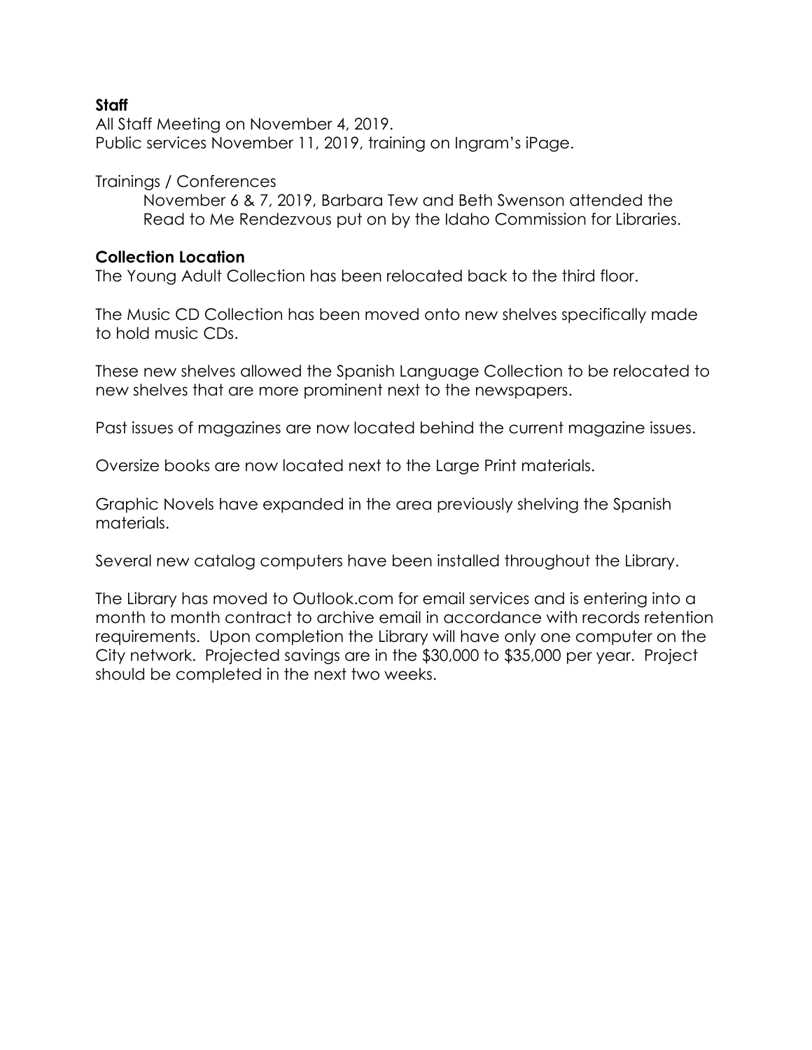**Staff**

All Staff Meeting on November 4, 2019.
Public services November 11, 2019, training on Ingram's iPage.

Trainings / Conferences

November 6 & 7, 2019, Barbara Tew and Beth Swenson attended the Read to Me Rendezvous put on by the Idaho Commission for Libraries.

**Collection Location**

The Young Adult Collection has been relocated back to the third floor.

The Music CD Collection has been moved onto new shelves specifically made to hold music CDs.

These new shelves allowed the Spanish Language Collection to be relocated to new shelves that are more prominent next to the newspapers.

Past issues of magazines are now located behind the current magazine issues.

Oversize books are now located next to the Large Print materials.

Graphic Novels have expanded in the area previously shelving the Spanish materials.

Several new catalog computers have been installed throughout the Library.

The Library has moved to Outlook.com for email services and is entering into a month to month contract to archive email in accordance with records retention requirements. Upon completion the Library will have only one computer on the City network. Projected savings are in the $30,000 to $35,000 per year. Project should be completed in the next two weeks.